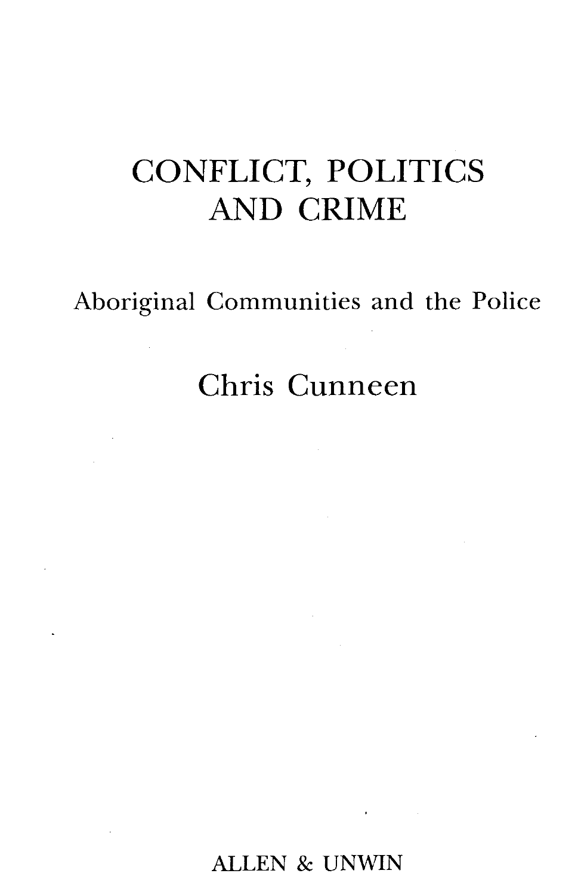# CONFLICT, POLITICS AND CRIME

## Aboriginal Communities and the Police

Chris Cunneen

ALLEN & UNWIN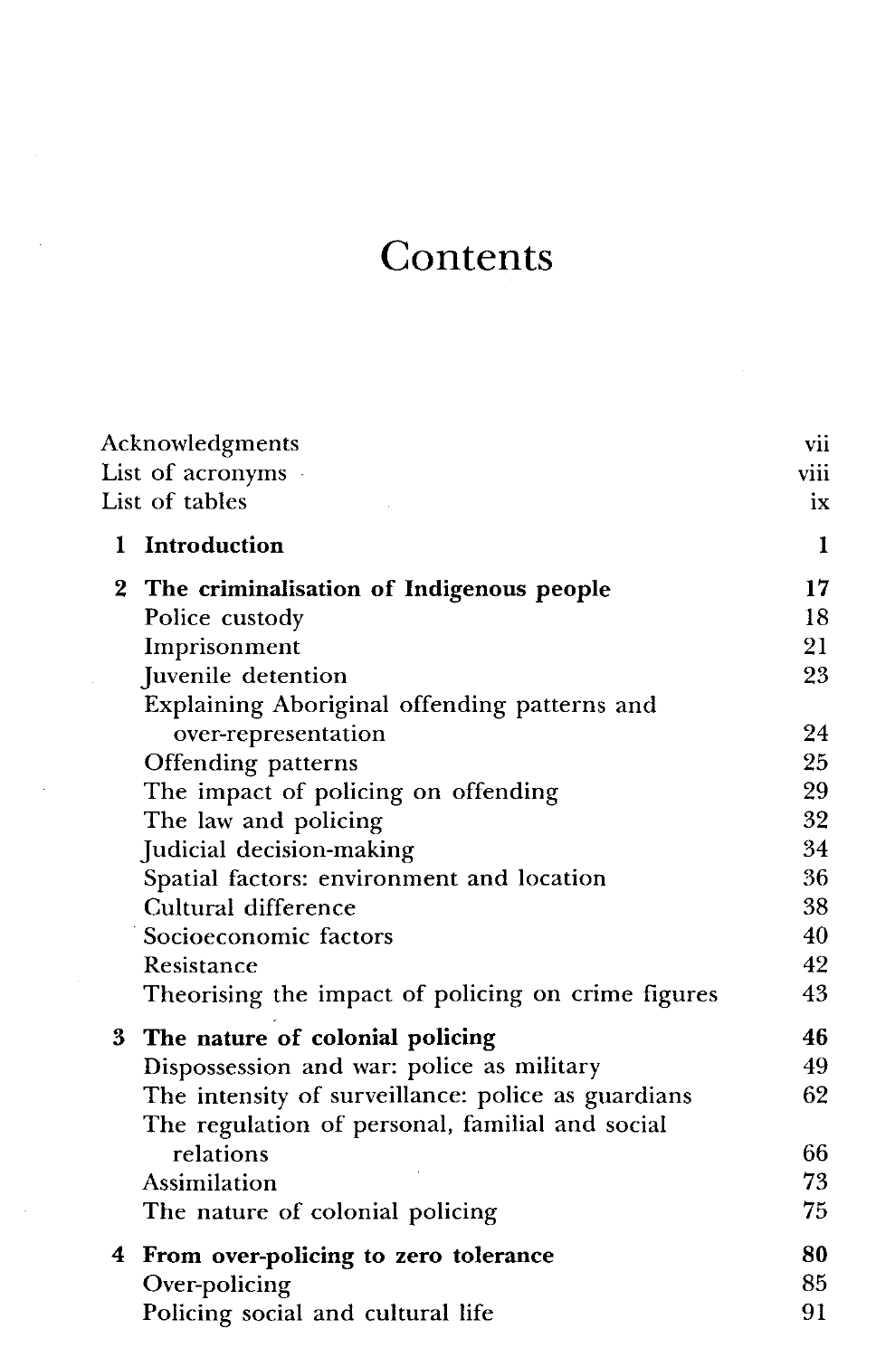# Contents

| | |
|---|---|
| Acknowledgments | vii |
| List of acronyms | viii |
| List of tables | ix |
| **1 Introduction** | **1** |
| **2 The criminalisation of Indigenous people** | **17** |
| Police custody | 18 |
| Imprisonment | 21 |
| Juvenile detention | 23 |
| Explaining Aboriginal offending patterns and over-representation | 24 |
| Offending patterns | 25 |
| The impact of policing on offending | 29 |
| The law and policing | 32 |
| Judicial decision-making | 34 |
| Spatial factors: environment and location | 36 |
| Cultural difference | 38 |
| Socioeconomic factors | 40 |
| Resistance | 42 |
| Theorising the impact of policing on crime figures | 43 |
| **3 The nature of colonial policing** | **46** |
| Dispossession and war: police as military | 49 |
| The intensity of surveillance: police as guardians | 62 |
| The regulation of personal, familial and social relations | 66 |
| Assimilation | 73 |
| The nature of colonial policing | 75 |
| **4 From over-policing to zero tolerance** | **80** |
| Over-policing | 85 |
| Policing social and cultural life | 91 |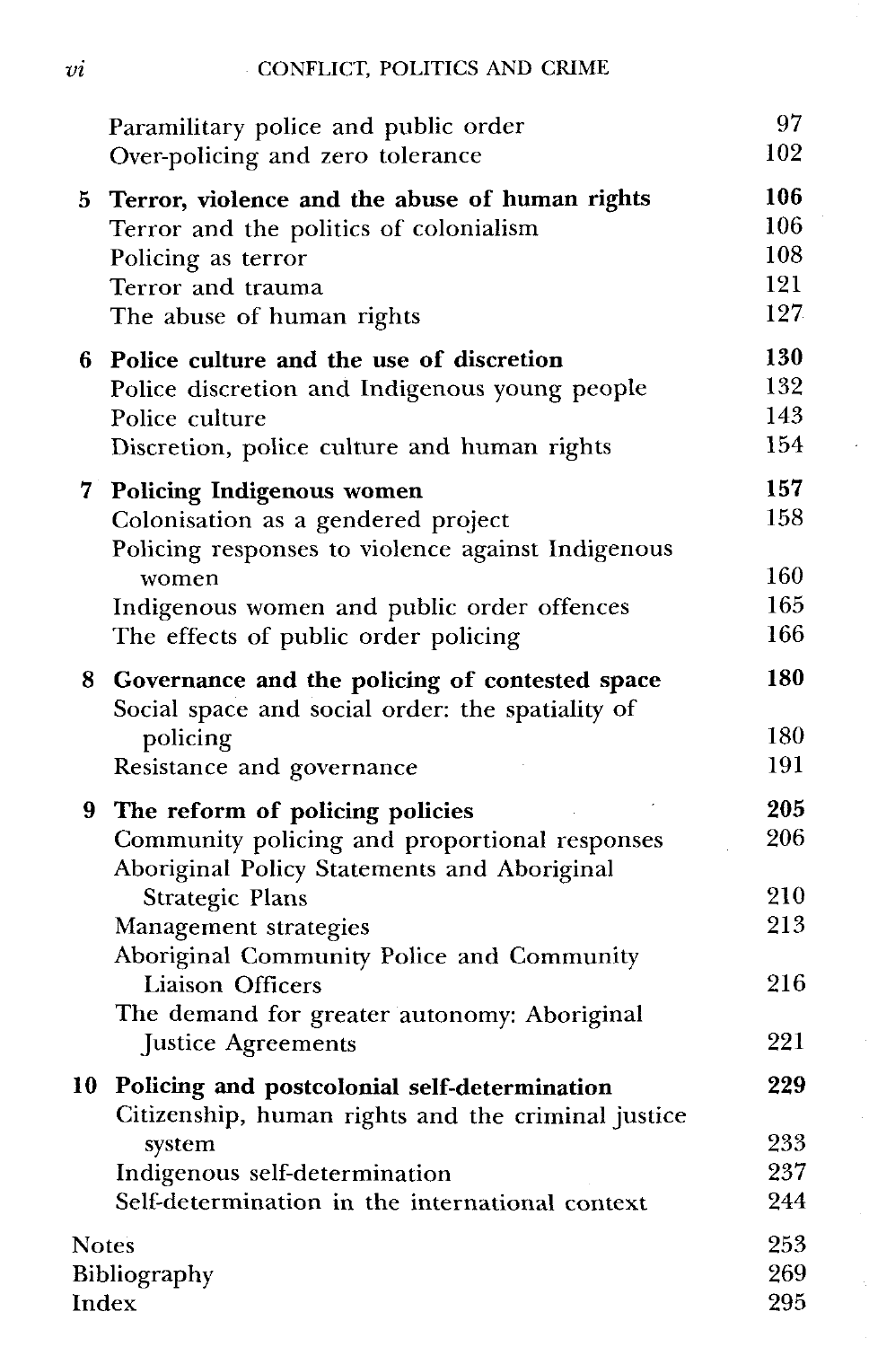| | |
|---|---|
| Paramilitary police and public order | 97 |
| Over-policing and zero tolerance | 102 |
| **5 Terror, violence and the abuse of human rights** | **106** |
| Terror and the politics of colonialism | 106 |
| Policing as terror | 108 |
| Terror and trauma | 121 |
| The abuse of human rights | 127 |
| **6 Police culture and the use of discretion** | **130** |
| Police discretion and Indigenous young people | 132 |
| Police culture | 143 |
| Discretion, police culture and human rights | 154 |
| **7 Policing Indigenous women** | **157** |
| Colonisation as a gendered project | 158 |
| Policing responses to violence against Indigenous women | 160 |
| Indigenous women and public order offences | 165 |
| The effects of public order policing | 166 |
| **8 Governance and the policing of contested space** | **180** |
| Social space and social order: the spatiality of policing | 180 |
| Resistance and governance | 191 |
| **9 The reform of policing policies** | **205** |
| Community policing and proportional responses | 206 |
| Aboriginal Policy Statements and Aboriginal Strategic Plans | 210 |
| Management strategies | 213 |
| Aboriginal Community Police and Community Liaison Officers | 216 |
| The demand for greater autonomy: Aboriginal Justice Agreements | 221 |
| **10 Policing and postcolonial self-determination** | **229** |
| Citizenship, human rights and the criminal justice system | 233 |
| Indigenous self-determination | 237 |
| Self-determination in the international context | 244 |
| Notes | 253 |
| Bibliography | 269 |
| Index | 295 |